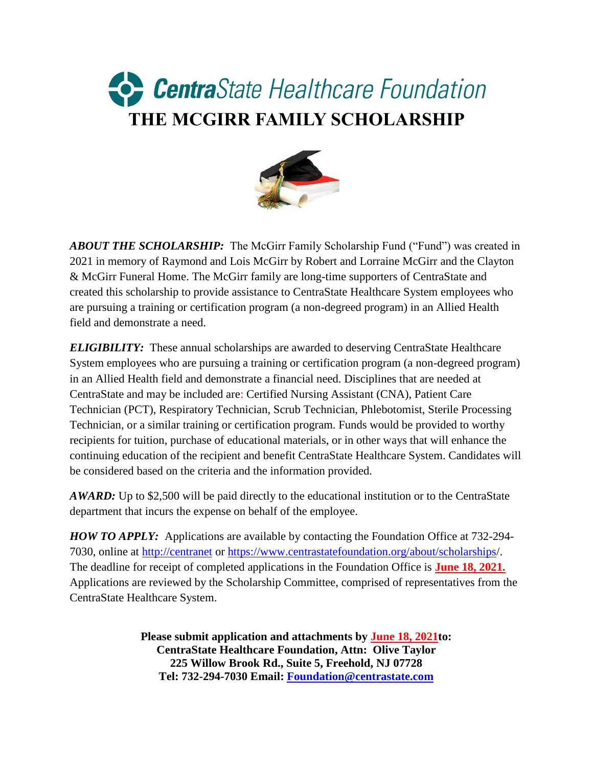# CentraState Healthcare Foundation

# THE MCGIRR FAMILY SCHOLARSHIP

***ABOUT THE SCHOLARSHIP:*** The McGirr Family Scholarship Fund ("Fund") was created in 2021 in memory of Raymond and Lois McGirr by Robert and Lorraine McGirr and the Clayton & McGirr Funeral Home. The McGirr family are long-time supporters of CentraState and created this scholarship to provide assistance to CentraState Healthcare System employees who are pursuing a training or certification program (a non-degreed program) in an Allied Health field and demonstrate a need.

***ELIGIBILITY:*** These annual scholarships are awarded to deserving CentraState Healthcare System employees who are pursuing a training or certification program (a non-degreed program) in an Allied Health field and demonstrate a financial need. Disciplines that are needed at CentraState and may be included are: Certified Nursing Assistant (CNA), Patient Care Technician (PCT), Respiratory Technician, Scrub Technician, Phlebotomist, Sterile Processing Technician, or a similar training or certification program. Funds would be provided to worthy recipients for tuition, purchase of educational materials, or in other ways that will enhance the continuing education of the recipient and benefit CentraState Healthcare System. Candidates will be considered based on the criteria and the information provided.

***AWARD:*** Up to $2,500 will be paid directly to the educational institution or to the CentraState department that incurs the expense on behalf of the employee.

***HOW TO APPLY:*** Applications are available by contacting the Foundation Office at 732-294-7030, online at http://centranet or https://www.centrastatefoundation.org/about/scholarships/. The deadline for receipt of completed applications in the Foundation Office is **June 18, 2021.** Applications are reviewed by the Scholarship Committee, comprised of representatives from the CentraState Healthcare System.

**Please submit application and attachments by June 18, 2021to:**
**CentraState Healthcare Foundation, Attn: Olive Taylor**
**225 Willow Brook Rd., Suite 5, Freehold, NJ 07728**
**Tel: 732-294-7030 Email: Foundation@centrastate.com**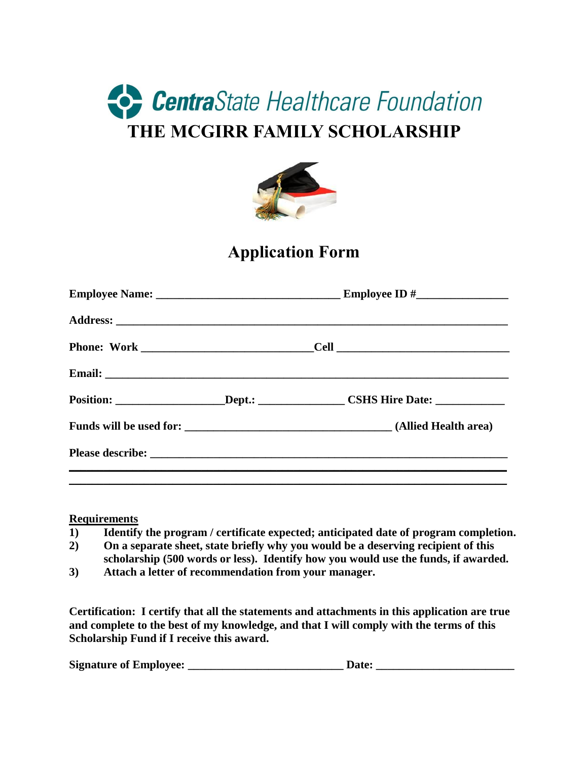# CentraState Healthcare Foundation

# THE MCGIRR FAMILY SCHOLARSHIP

## Application Form

**Employee Name:** ________________________________ **Employee ID #**________________

**Address:** ______________________________________________________________________

**Phone: Work** ____________________________**Cell** ______________________________

**Email:** ________________________________________________________________________

**Position:** ___________________**Dept.:** _______________ **CSHS Hire Date:** ____________

**Funds will be used for:** ____________________________________ **(Allied Health area)**

**Please describe:** _________________________________________________________________

___________________________________________________________________________________

___________________________________________________________________________________

**Requirements**

1) **Identify the program / certificate expected; anticipated date of program completion.**
2) **On a separate sheet, state briefly why you would be a deserving recipient of this scholarship (500 words or less). Identify how you would use the funds, if awarded.**
3) **Attach a letter of recommendation from your manager.**

**Certification: I certify that all the statements and attachments in this application are true and complete to the best of my knowledge, and that I will comply with the terms of this Scholarship Fund if I receive this award.**

**Signature of Employee:** ___________________________ **Date:** ________________________